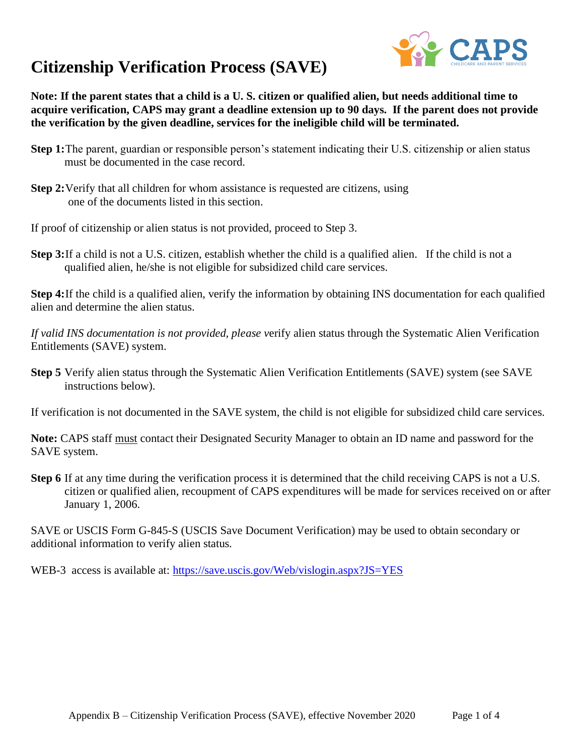# Citizenship Verification Process (SAVE)

**Note: If the parent states that a child is a U. S. citizen or qualified alien, but needs additional time to acquire verification, CAPS may grant a deadline extension up to 90 days. If the parent does not provide the verification by the given deadline, services for the ineligible child will be terminated.**

**Step 1:** The parent, guardian or responsible person's statement indicating their U.S. citizenship or alien status must be documented in the case record.

**Step 2:** Verify that all children for whom assistance is requested are citizens, using one of the documents listed in this section.

If proof of citizenship or alien status is not provided, proceed to Step 3.

**Step 3:** If a child is not a U.S. citizen, establish whether the child is a qualified alien. If the child is not a qualified alien, he/she is not eligible for subsidized child care services.

**Step 4:** If the child is a qualified alien, verify the information by obtaining INS documentation for each qualified alien and determine the alien status.

*If valid INS documentation is not provided, please v*erify alien status through the Systematic Alien Verification Entitlements (SAVE) system.

**Step 5** Verify alien status through the Systematic Alien Verification Entitlements (SAVE) system (see SAVE instructions below).

If verification is not documented in the SAVE system, the child is not eligible for subsidized child care services.

**Note:** CAPS staff must contact their Designated Security Manager to obtain an ID name and password for the SAVE system.

**Step 6** If at any time during the verification process it is determined that the child receiving CAPS is not a U.S. citizen or qualified alien, recoupment of CAPS expenditures will be made for services received on or after January 1, 2006.

SAVE or USCIS Form G-845-S (USCIS Save Document Verification) may be used to obtain secondary or additional information to verify alien status.

WEB-3 access is available at: [https://save.uscis.gov/Web/vislogin.aspx?JS=YES](https://save.uscis.gov/Web/vislogin.aspx?JS=YES)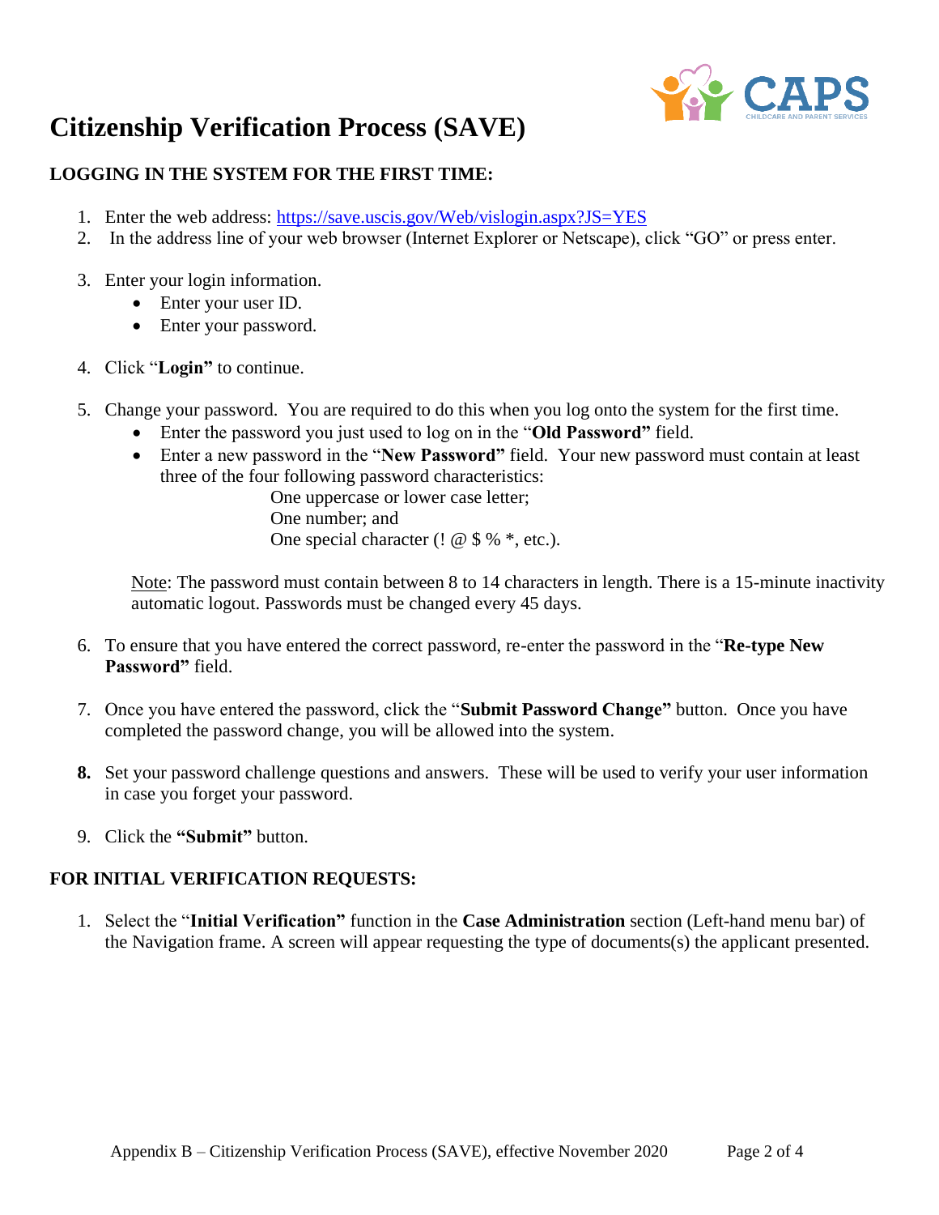# Citizenship Verification Process (SAVE)

**LOGGING IN THE SYSTEM FOR THE FIRST TIME:**

1. Enter the web address: [https://save.uscis.gov/Web/vislogin.aspx?JS=YES](https://save.uscis.gov/Web/vislogin.aspx?JS=YES)
2. In the address line of your web browser (Internet Explorer or Netscape), click "GO" or press enter.
3. Enter your login information.
   - Enter your user ID.
   - Enter your password.
4. Click "**Login"** to continue.
5. Change your password. You are required to do this when you log onto the system for the first time.
   - Enter the password you just used to log on in the "**Old Password"** field.
   - Enter a new password in the "**New Password"** field. Your new password must contain at least three of the four following password characteristics:

     One uppercase or lower case letter;
     One number; and
     One special character (! @ $ % *, etc.).

   <u>Note</u>: The password must contain between 8 to 14 characters in length. There is a 15-minute inactivity automatic logout. Passwords must be changed every 45 days.

6. To ensure that you have entered the correct password, re-enter the password in the "**Re-type New Password"** field.
7. Once you have entered the password, click the "**Submit Password Change"** button. Once you have completed the password change, you will be allowed into the system.
8. Set your password challenge questions and answers. These will be used to verify your user information in case you forget your password.
9. Click the **"Submit"** button.

**FOR INITIAL VERIFICATION REQUESTS:**

1. Select the "**Initial Verification"** function in the **Case Administration** section (Left-hand menu bar) of the Navigation frame. A screen will appear requesting the type of documents(s) the applicant presented.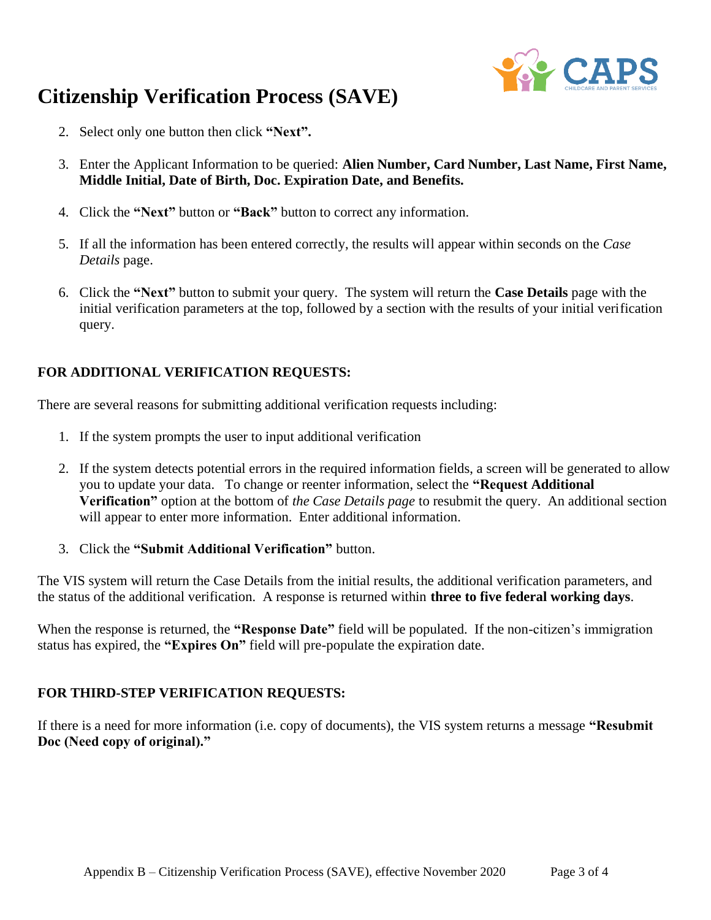# Citizenship Verification Process (SAVE)

2. Select only one button then click **"Next".**

3. Enter the Applicant Information to be queried: **Alien Number, Card Number, Last Name, First Name, Middle Initial, Date of Birth, Doc. Expiration Date, and Benefits.**

4. Click the **"Next"** button or **"Back"** button to correct any information.

5. If all the information has been entered correctly, the results will appear within seconds on the *Case Details* page.

6. Click the **"Next"** button to submit your query. The system will return the **Case Details** page with the initial verification parameters at the top, followed by a section with the results of your initial verification query.

**FOR ADDITIONAL VERIFICATION REQUESTS:**

There are several reasons for submitting additional verification requests including:

1. If the system prompts the user to input additional verification

2. If the system detects potential errors in the required information fields, a screen will be generated to allow you to update your data. To change or reenter information, select the **"Request Additional Verification"** option at the bottom of *the Case Details page* to resubmit the query. An additional section will appear to enter more information. Enter additional information.

3. Click the **"Submit Additional Verification"** button.

The VIS system will return the Case Details from the initial results, the additional verification parameters, and the status of the additional verification. A response is returned within **three to five federal working days**.

When the response is returned, the **"Response Date"** field will be populated. If the non-citizen's immigration status has expired, the **"Expires On"** field will pre-populate the expiration date.

**FOR THIRD-STEP VERIFICATION REQUESTS:**

If there is a need for more information (i.e. copy of documents), the VIS system returns a message **"Resubmit Doc (Need copy of original)."**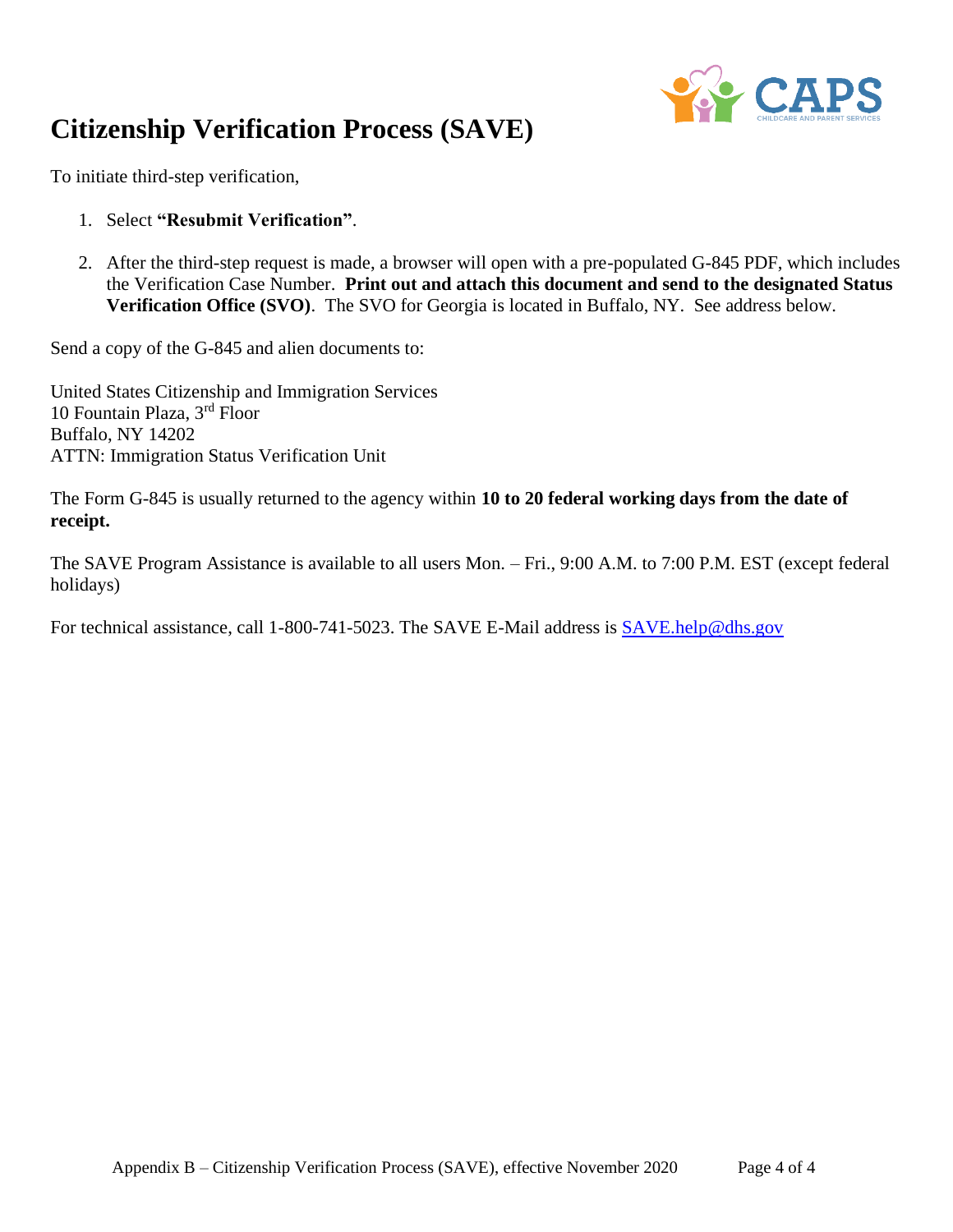# Citizenship Verification Process (SAVE)

To initiate third-step verification,

1. Select **"Resubmit Verification"**.
2. After the third-step request is made, a browser will open with a pre-populated G-845 PDF, which includes the Verification Case Number. **Print out and attach this document and send to the designated Status Verification Office (SVO)**. The SVO for Georgia is located in Buffalo, NY. See address below.

Send a copy of the G-845 and alien documents to:

United States Citizenship and Immigration Services
10 Fountain Plaza, 3rd Floor
Buffalo, NY 14202
ATTN: Immigration Status Verification Unit

The Form G-845 is usually returned to the agency within **10 to 20 federal working days from the date of receipt.**

The SAVE Program Assistance is available to all users Mon. – Fri., 9:00 A.M. to 7:00 P.M. EST (except federal holidays)

For technical assistance, call 1-800-741-5023. The SAVE E-Mail address is SAVE.help@dhs.gov

Appendix B – Citizenship Verification Process (SAVE), effective November 2020